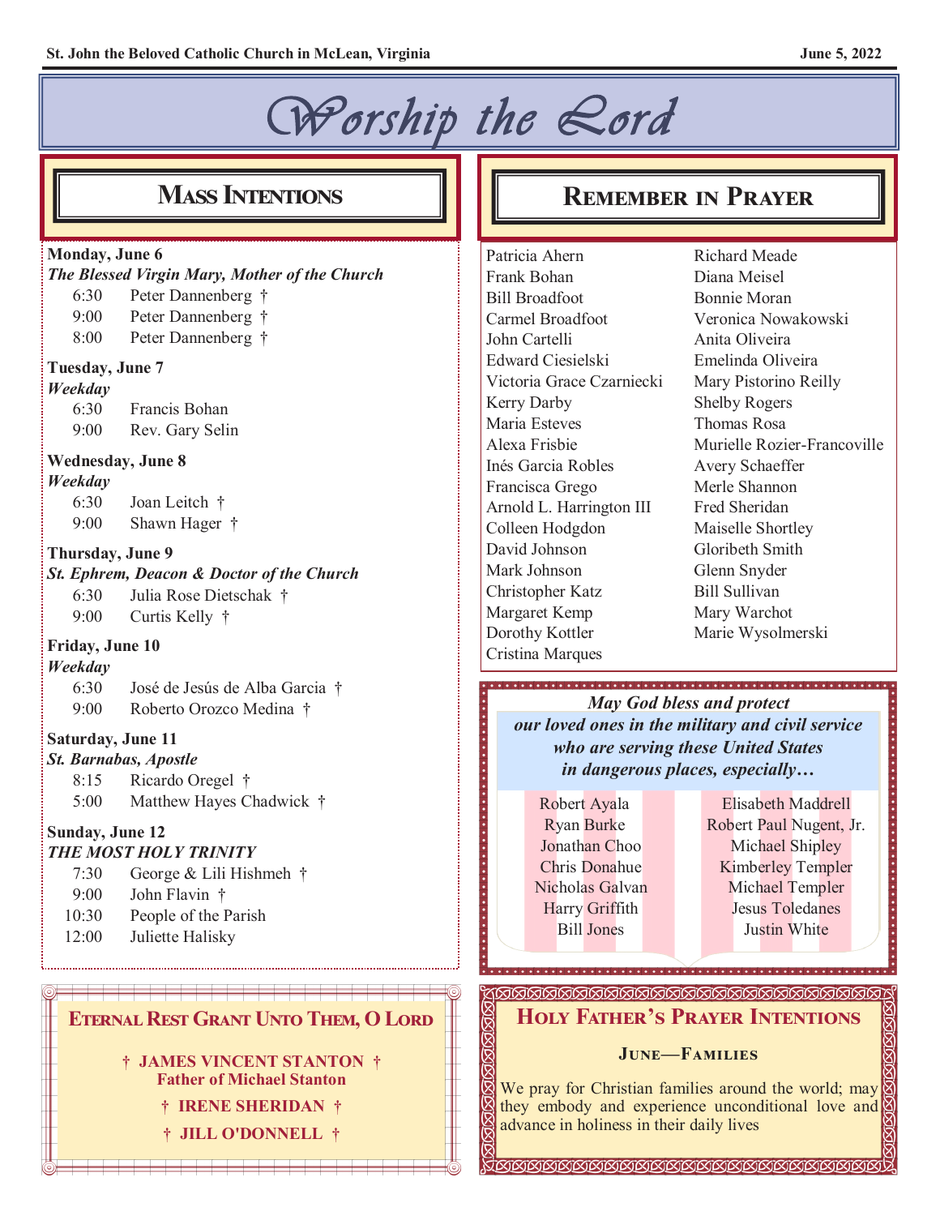# Worship the Lord

## Mass Intentions

**Monday, June 6**
*The Blessed Virgin Mary, Mother of the Church*

- 6:30 Peter Dannenberg †
- 9:00 Peter Dannenberg †
- 8:00 Peter Dannenberg †

**Tuesday, June 7**
*Weekday*

- 6:30 Francis Bohan
- 9:00 Rev. Gary Selin

**Wednesday, June 8**
*Weekday*

- 6:30 Joan Leitch †
- 9:00 Shawn Hager †

**Thursday, June 9**
*St. Ephrem, Deacon & Doctor of the Church*

- 6:30 Julia Rose Dietschak †
- 9:00 Curtis Kelly †

**Friday, June 10**
*Weekday*

- 6:30 José de Jesús de Alba Garcia †
- 9:00 Roberto Orozco Medina †

**Saturday, June 11**
*St. Barnabas, Apostle*

- 8:15 Ricardo Oregel †
- 5:00 Matthew Hayes Chadwick †

**Sunday, June 12**
*THE MOST HOLY TRINITY*

- 7:30 George & Lili Hishmeh †
- 9:00 John Flavin †
- 10:30 People of the Parish
- 12:00 Juliette Halisky

## Eternal Rest Grant Unto Them, O Lord

**† JAMES VINCENT STANTON †**
**Father of Michael Stanton**

**† IRENE SHERIDAN †**

**† JILL O'DONNELL †**

## Remember in Prayer

Patricia Ahern
Frank Bohan
Bill Broadfoot
Carmel Broadfoot
John Cartelli
Edward Ciesielski
Victoria Grace Czarniecki
Kerry Darby
Maria Esteves
Alexa Frisbie
Inés Garcia Robles
Francisca Grego
Arnold L. Harrington III
Colleen Hodgdon
David Johnson
Mark Johnson
Christopher Katz
Margaret Kemp
Dorothy Kottler
Cristina Marques
Richard Meade
Diana Meisel
Bonnie Moran
Veronica Nowakowski
Anita Oliveira
Emelinda Oliveira
Mary Pistorino Reilly
Shelby Rogers
Thomas Rosa
Murielle Rozier-Francoville
Avery Schaeffer
Merle Shannon
Fred Sheridan
Maiselle Shortley
Gloribeth Smith
Glenn Snyder
Bill Sullivan
Mary Warchot
Marie Wysolmerski

***May God bless and protect our loved ones in the military and civil service who are serving these United States in dangerous places, especially…***

Robert Ayala
Ryan Burke
Jonathan Choo
Chris Donahue
Nicholas Galvan
Harry Griffith
Bill Jones
Elisabeth Maddrell
Robert Paul Nugent, Jr.
Michael Shipley
Kimberley Templer
Michael Templer
Jesus Toledanes
Justin White

## Holy Father's Prayer Intentions

**June—Families**

We pray for Christian families around the world; may they embody and experience unconditional love and advance in holiness in their daily lives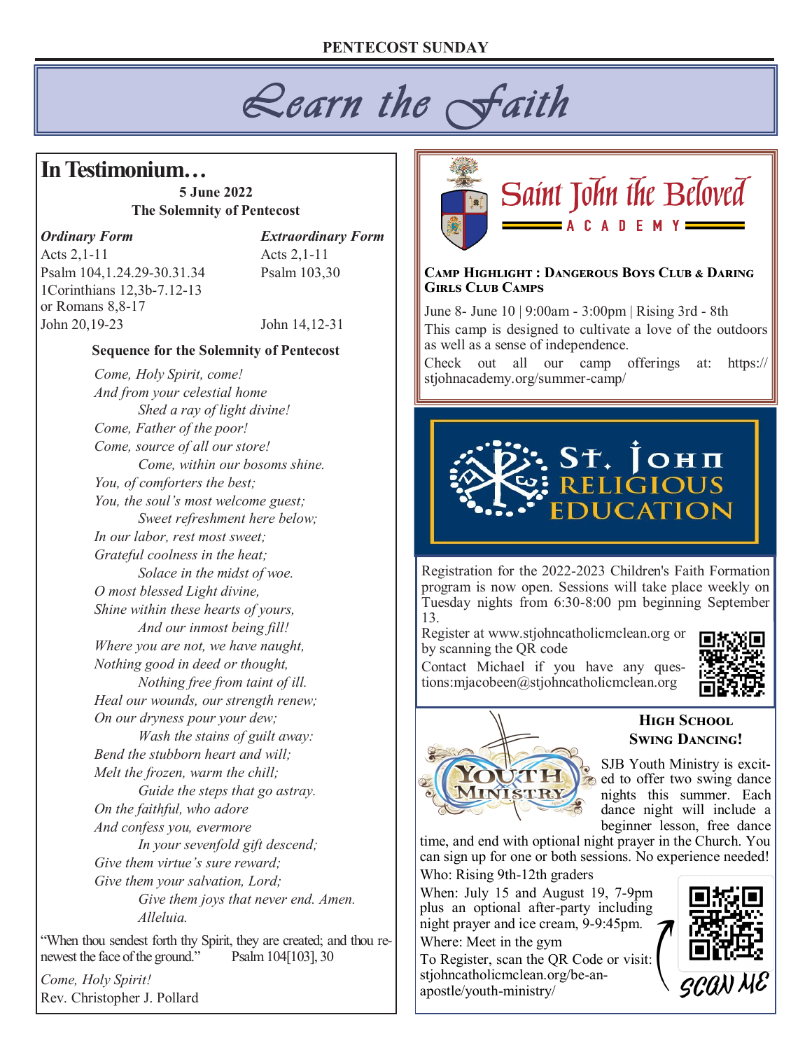PENTECOST SUNDAY

# Learn the Faith

## In Testimonium…

**5 June 2022**
**The Solemnity of Pentecost**

| *Ordinary Form* | *Extraordinary Form* |
|---|---|
| Acts 2,1-11 | Acts 2,1-11 |
| Psalm 104,1.24.29-30.31.34 | Psalm 103,30 |
| 1Corinthians 12,3b-7.12-13 or Romans 8,8-17 | |
| John 20,19-23 | John 14,12-31 |

**Sequence for the Solemnity of Pentecost**

*Come, Holy Spirit, come!*
*And from your celestial home*
*Shed a ray of light divine!*
*Come, Father of the poor!*
*Come, source of all our store!*
*Come, within our bosoms shine.*
*You, of comforters the best;*
*You, the soul's most welcome guest;*
*Sweet refreshment here below;*
*In our labor, rest most sweet;*
*Grateful coolness in the heat;*
*Solace in the midst of woe.*
*O most blessed Light divine,*
*Shine within these hearts of yours,*
*And our inmost being fill!*
*Where you are not, we have naught,*
*Nothing good in deed or thought,*
*Nothing free from taint of ill.*
*Heal our wounds, our strength renew;*
*On our dryness pour your dew;*
*Wash the stains of guilt away:*
*Bend the stubborn heart and will;*
*Melt the frozen, warm the chill;*
*Guide the steps that go astray.*
*On the faithful, who adore*
*And confess you, evermore*
*In your sevenfold gift descend;*
*Give them virtue's sure reward;*
*Give them your salvation, Lord;*
*Give them joys that never end. Amen.*
*Alleluia.*

"When thou sendest forth thy Spirit, they are created; and thou renewest the face of the ground." Psalm 104[103], 30

*Come, Holy Spirit!*
Rev. Christopher J. Pollard

## Saint John the Beloved ACADEMY

**Camp Highlight : Dangerous Boys Club & Daring Girls Club Camps**

June 8- June 10 | 9:00am - 3:00pm | Rising 3rd - 8th

This camp is designed to cultivate a love of the outdoors as well as a sense of independence.

Check out all our camp offerings at: https://stjohnacademy.org/summer-camp/

## St. John Religious Education

Registration for the 2022-2023 Children's Faith Formation program is now open. Sessions will take place weekly on Tuesday nights from 6:30-8:00 pm beginning September 13.

Register at www.stjohncatholicmclean.org or by scanning the QR code

Contact Michael if you have any questions:mjacobeen@stjohncatholicmclean.org

## High School Swing Dancing!

Youth Ministry

SJB Youth Ministry is excited to offer two swing dance nights this summer. Each dance night will include a beginner lesson, free dance time, and end with optional night prayer in the Church. You can sign up for one or both sessions. No experience needed!

Who: Rising 9th-12th graders

When: July 15 and August 19, 7-9pm plus an optional after-party including night prayer and ice cream, 9-9:45pm.

Where: Meet in the gym

To Register, scan the QR Code or visit: stjohncatholicmclean.org/be-an-apostle/youth-ministry/

SCAN ME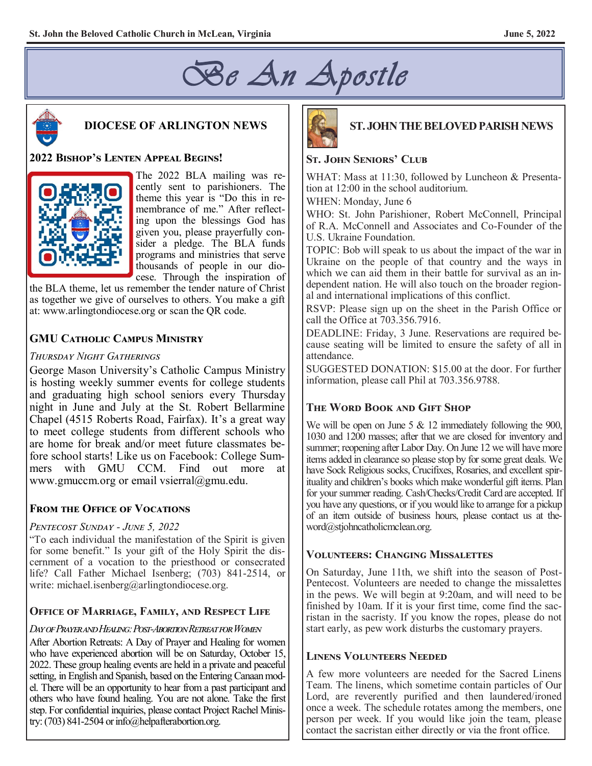# Be An Apostle

## DIOCESE OF ARLINGTON NEWS

### 2022 Bishop's Lenten Appeal Begins!

The 2022 BLA mailing was recently sent to parishioners. The theme this year is "Do this in remembrance of me." After reflecting upon the blessings God has given you, please prayerfully consider a pledge. The BLA funds programs and ministries that serve thousands of people in our diocese. Through the inspiration of the BLA theme, let us remember the tender nature of Christ as together we give of ourselves to others. You make a gift at: www.arlingtondiocese.org or scan the QR code.

### GMU Catholic Campus Ministry

*Thursday Night Gatherings*

George Mason University's Catholic Campus Ministry is hosting weekly summer events for college students and graduating high school seniors every Thursday night in June and July at the St. Robert Bellarmine Chapel (4515 Roberts Road, Fairfax). It's a great way to meet college students from different schools who are home for break and/or meet future classmates before school starts! Like us on Facebook: College Summers with GMU CCM. Find out more at www.gmuccm.org or email vsierral@gmu.edu.

### From the Office of Vocations

*Pentecost Sunday - June 5, 2022*

"To each individual the manifestation of the Spirit is given for some benefit." Is your gift of the Holy Spirit the discernment of a vocation to the priesthood or consecrated life? Call Father Michael Isenberg; (703) 841-2514, or write: michael.isenberg@arlingtondiocese.org.

### Office of Marriage, Family, and Respect Life

*Day of Prayer and Healing: Post-Abortion Retreat for Women*

After Abortion Retreats: A Day of Prayer and Healing for women who have experienced abortion will be on Saturday, October 15, 2022. These group healing events are held in a private and peaceful setting, in English and Spanish, based on the Entering Canaan model. There will be an opportunity to hear from a past participant and others who have found healing. You are not alone. Take the first step. For confidential inquiries, please contact Project Rachel Ministry: (703) 841-2504 or info@helpafterabortion.org.

## ST. JOHN THE BELOVED PARISH NEWS

### St. John Seniors' Club

WHAT: Mass at 11:30, followed by Luncheon & Presentation at 12:00 in the school auditorium.

WHEN: Monday, June 6

WHO: St. John Parishioner, Robert McConnell, Principal of R.A. McConnell and Associates and Co-Founder of the U.S. Ukraine Foundation.

TOPIC: Bob will speak to us about the impact of the war in Ukraine on the people of that country and the ways in which we can aid them in their battle for survival as an independent nation. He will also touch on the broader regional and international implications of this conflict.

RSVP: Please sign up on the sheet in the Parish Office or call the Office at 703.356.7916.

DEADLINE: Friday, 3 June. Reservations are required because seating will be limited to ensure the safety of all in attendance.

SUGGESTED DONATION: $15.00 at the door. For further information, please call Phil at 703.356.9788.

### The Word Book and Gift Shop

We will be open on June 5 & 12 immediately following the 900, 1030 and 1200 masses; after that we are closed for inventory and summer; reopening after Labor Day. On June 12 we will have more items added in clearance so please stop by for some great deals. We have Sock Religious socks, Crucifixes, Rosaries, and excellent spirituality and children's books which make wonderful gift items. Plan for your summer reading. Cash/Checks/Credit Card are accepted. If you have any questions, or if you would like to arrange for a pickup of an item outside of business hours, please contact us at theword@stjohncatholicmclean.org.

### Volunteers: Changing Missalettes

On Saturday, June 11th, we shift into the season of Post-Pentecost. Volunteers are needed to change the missalettes in the pews. We will begin at 9:20am, and will need to be finished by 10am. If it is your first time, come find the sacristan in the sacristy. If you know the ropes, please do not start early, as pew work disturbs the customary prayers.

### Linens Volunteers Needed

A few more volunteers are needed for the Sacred Linens Team. The linens, which sometime contain particles of Our Lord, are reverently purified and then laundered/ironed once a week. The schedule rotates among the members, one person per week. If you would like join the team, please contact the sacristan either directly or via the front office.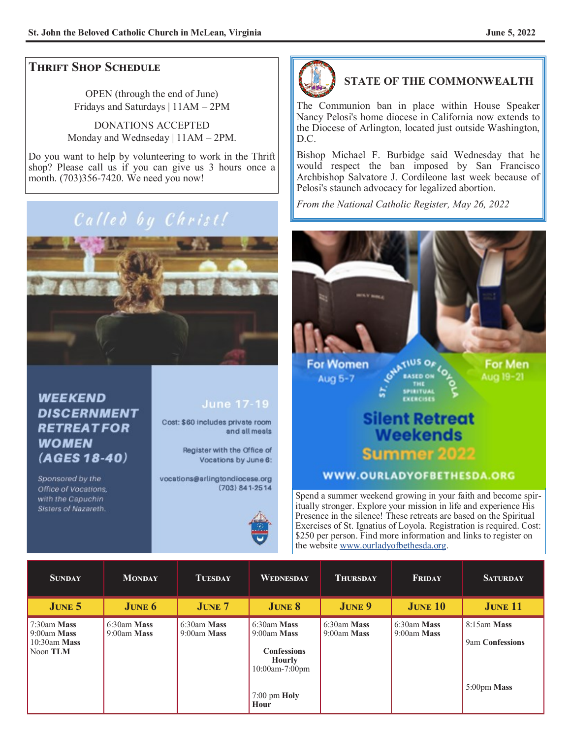## Thrift Shop Schedule

OPEN (through the end of June)
Fridays and Saturdays | 11AM – 2PM

DONATIONS ACCEPTED
Monday and Wednseday | 11AM – 2PM.

Do you want to help by volunteering to work in the Thrift shop? Please call us if you can give us 3 hours once a month. (703)356-7420. We need you now!

## Called by Christ!

**WEEKEND DISCERNMENT RETREAT FOR WOMEN (AGES 18-40)**

*Sponsored by the Office of Vocations, with the Capuchin Sisters of Nazareth.*

June 17-19

Cost: $60 includes private room and all meals

Register with the Office of Vocations by June 6:

vocations@arlingtondiocese.org
(703) 841-2514

## STATE OF THE COMMONWEALTH

The Communion ban in place within House Speaker Nancy Pelosi's home diocese in California now extends to the Diocese of Arlington, located just outside Washington, D.C.

Bishop Michael F. Burbidge said Wednesday that he would respect the ban imposed by San Francisco Archbishop Salvatore J. Cordileone last week because of Pelosi's staunch advocacy for legalized abortion.

*From the National Catholic Register, May 26, 2022*

## Silent Retreat Weekends Summer 2022

For Women Aug 5-7

For Men Aug 19-21

St. Ignatius of Loyola — Based on the Spiritual Exercises

WWW.OURLADYOFBETHESDA.ORG

Spend a summer weekend growing in your faith and become spiritually stronger. Explore your mission in life and experience His Presence in the silence! These retreats are based on the Spiritual Exercises of St. Ignatius of Loyola. Registration is required. Cost: $250 per person. Find more information and links to register on the website www.ourladyofbethesda.org.

| Sunday | Monday | Tuesday | Wednesday | Thursday | Friday | Saturday |
|---|---|---|---|---|---|---|
| **June 5** | **June 6** | **June 7** | **June 8** | **June 9** | **June 10** | **June 11** |
| 7:30am **Mass**<br>9:00am **Mass**<br>10:30am **Mass**<br>Noon **TLM** | 6:30am **Mass**<br>9:00am **Mass** | 6:30am **Mass**<br>9:00am **Mass** | 6:30am **Mass**<br>9:00am **Mass**<br><br>**Confessions Hourly**<br>10:00am-7:00pm<br><br>7:00 pm **Holy Hour** | 6:30am **Mass**<br>9:00am **Mass** | 6:30am **Mass**<br>9:00am **Mass** | 8:15am **Mass**<br><br>9am **Confessions**<br><br>5:00pm **Mass** |